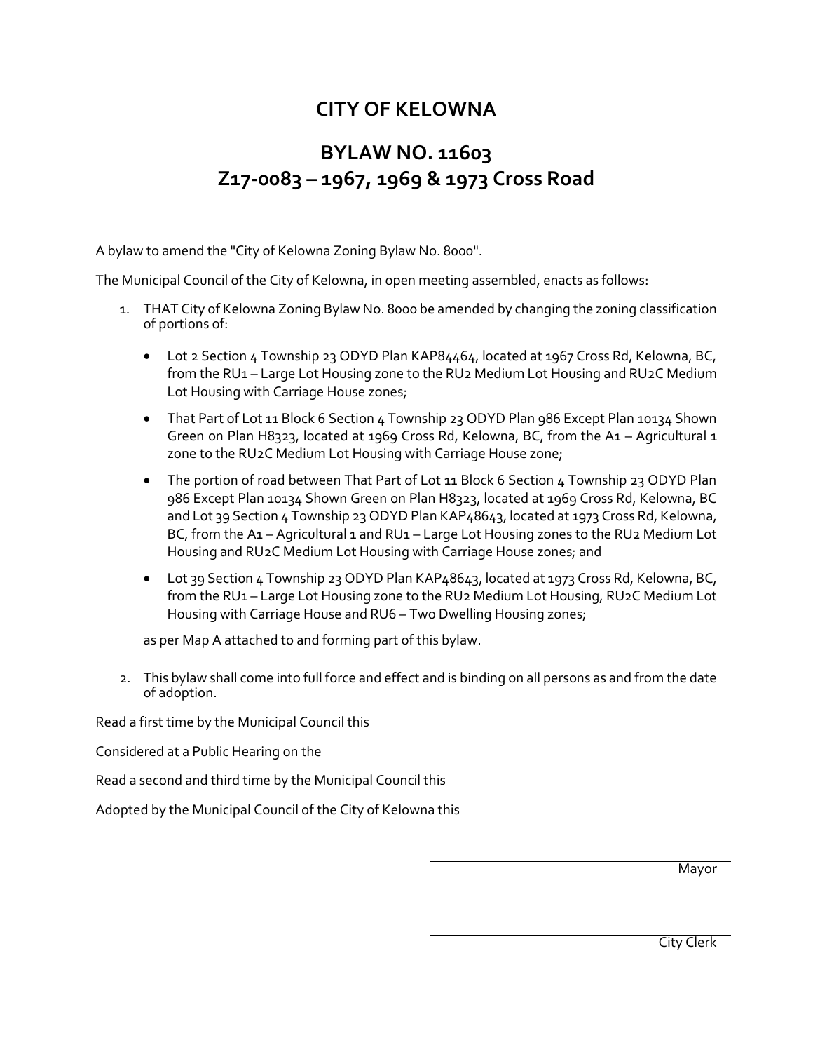# CITY OF KELOWNA

## BYLAW NO. 11603
## Z17-0083 – 1967, 1969 & 1973 Cross Road

---

A bylaw to amend the "City of Kelowna Zoning Bylaw No. 8000".

The Municipal Council of the City of Kelowna, in open meeting assembled, enacts as follows:

1. THAT City of Kelowna Zoning Bylaw No. 8000 be amended by changing the zoning classification of portions of:

   - Lot 2 Section 4 Township 23 ODYD Plan KAP84464, located at 1967 Cross Rd, Kelowna, BC, from the RU1 – Large Lot Housing zone to the RU2 Medium Lot Housing and RU2C Medium Lot Housing with Carriage House zones;
   - That Part of Lot 11 Block 6 Section 4 Township 23 ODYD Plan 986 Except Plan 10134 Shown Green on Plan H8323, located at 1969 Cross Rd, Kelowna, BC, from the A1 – Agricultural 1 zone to the RU2C Medium Lot Housing with Carriage House zone;
   - The portion of road between That Part of Lot 11 Block 6 Section 4 Township 23 ODYD Plan 986 Except Plan 10134 Shown Green on Plan H8323, located at 1969 Cross Rd, Kelowna, BC and Lot 39 Section 4 Township 23 ODYD Plan KAP48643, located at 1973 Cross Rd, Kelowna, BC, from the A1 – Agricultural 1 and RU1 – Large Lot Housing zones to the RU2 Medium Lot Housing and RU2C Medium Lot Housing with Carriage House zones; and
   - Lot 39 Section 4 Township 23 ODYD Plan KAP48643, located at 1973 Cross Rd, Kelowna, BC, from the RU1 – Large Lot Housing zone to the RU2 Medium Lot Housing, RU2C Medium Lot Housing with Carriage House and RU6 – Two Dwelling Housing zones;

   as per Map A attached to and forming part of this bylaw.

2. This bylaw shall come into full force and effect and is binding on all persons as and from the date of adoption.

Read a first time by the Municipal Council this

Considered at a Public Hearing on the

Read a second and third time by the Municipal Council this

Adopted by the Municipal Council of the City of Kelowna this

Mayor

City Clerk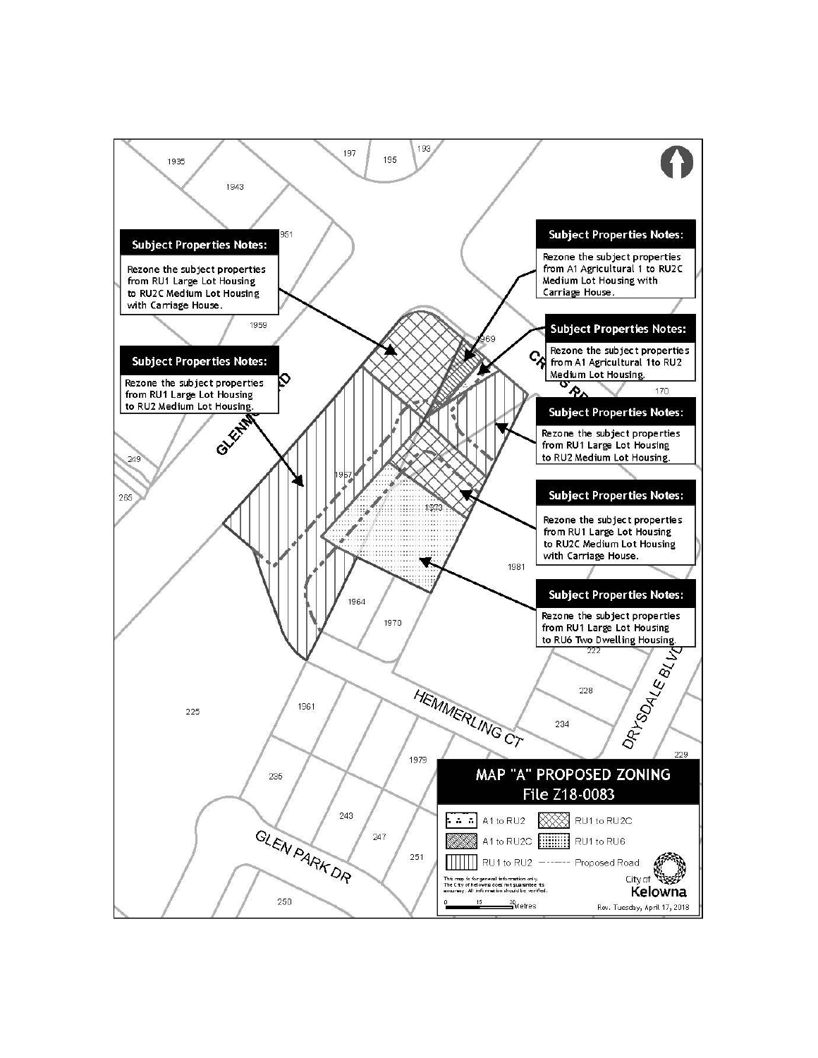## Subject Properties Notes:

Rezone the subject properties from RU1 Large Lot Housing to RU2C Medium Lot Housing with Carriage House.

## Subject Properties Notes:

Rezone the subject properties from A1 Agricultural 1 to RU2C Medium Lot Housing with Carriage House.

## Subject Properties Notes:

Rezone the subject properties from A1 Agricultural 1to RU2 Medium Lot Housing.

## Subject Properties Notes:

Rezone the subject properties from RU1 Large Lot Housing to RU2 Medium Lot Housing.

## Subject Properties Notes:

Rezone the subject properties from RU1 Large Lot Housing to RU2 Medium Lot Housing.

## Subject Properties Notes:

Rezone the subject properties from RU1 Large Lot Housing to RU2C Medium Lot Housing with Carriage House.

## Subject Properties Notes:

Rezone the subject properties from RU1 Large Lot Housing to RU6 Two Dwelling Housing.

GLENMORE RD

CROSS RD

HEMMERLING CT

DRYSDALE BLVD

GLEN PARK DR

1935
1943
1951
1959
1969
197
195
193
170
249
265
1957
1973
1981
1964
1970
222
228
234
229
225
1961
1979
235
243
247
251
250

# MAP "A" PROPOSED ZONING

## File Z18-0083

A1 to RU2
RU1 to RU2C
A1 to RU2C
RU1 to RU6
RU1 to RU2
Proposed Road

This map is for general information only. The City of Kelowna does not guarantee its accuracy. All information should be verified.

0 15 30 Metres

City of Kelowna

Rev. Tuesday, April 17, 2018